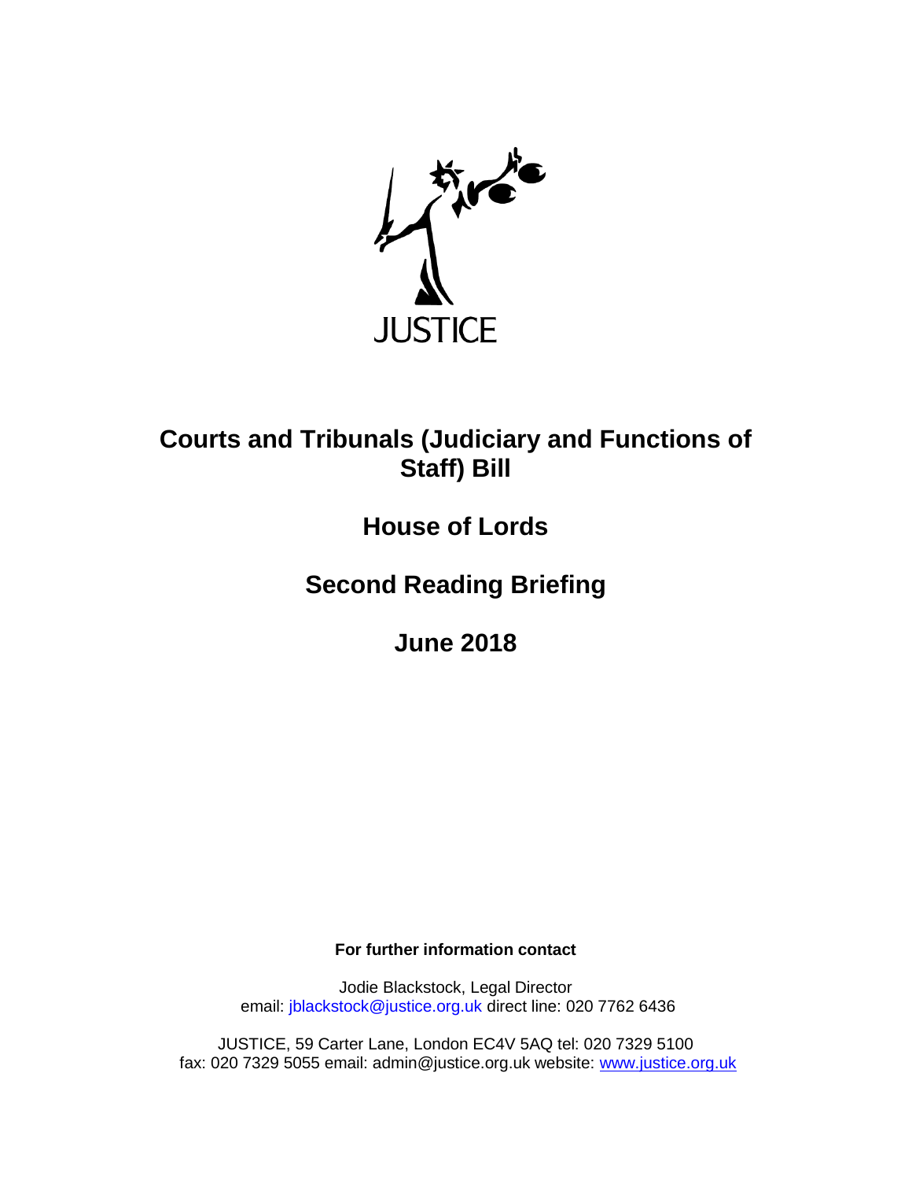JUSTICE

# Courts and Tribunals (Judiciary and Functions of Staff) Bill

## House of Lords

## Second Reading Briefing

## June 2018

**For further information contact**

Jodie Blackstock, Legal Director
email: jblackstock@justice.org.uk direct line: 020 7762 6436

JUSTICE, 59 Carter Lane, London EC4V 5AQ tel: 020 7329 5100
fax: 020 7329 5055 email: admin@justice.org.uk website: www.justice.org.uk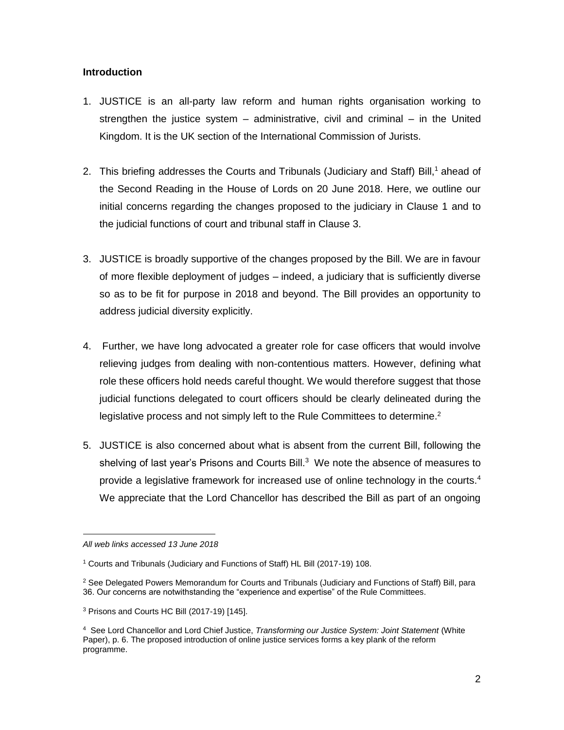**Introduction**

1. JUSTICE is an all-party law reform and human rights organisation working to strengthen the justice system – administrative, civil and criminal – in the United Kingdom. It is the UK section of the International Commission of Jurists.

2. This briefing addresses the Courts and Tribunals (Judiciary and Staff) Bill,[1] ahead of the Second Reading in the House of Lords on 20 June 2018. Here, we outline our initial concerns regarding the changes proposed to the judiciary in Clause 1 and to the judicial functions of court and tribunal staff in Clause 3.

3. JUSTICE is broadly supportive of the changes proposed by the Bill. We are in favour of more flexible deployment of judges – indeed, a judiciary that is sufficiently diverse so as to be fit for purpose in 2018 and beyond. The Bill provides an opportunity to address judicial diversity explicitly.

4. Further, we have long advocated a greater role for case officers that would involve relieving judges from dealing with non-contentious matters. However, defining what role these officers hold needs careful thought. We would therefore suggest that those judicial functions delegated to court officers should be clearly delineated during the legislative process and not simply left to the Rule Committees to determine.[2]

5. JUSTICE is also concerned about what is absent from the current Bill, following the shelving of last year's Prisons and Courts Bill.[3] We note the absence of measures to provide a legislative framework for increased use of online technology in the courts.[4] We appreciate that the Lord Chancellor has described the Bill as part of an ongoing

---

*All web links accessed 13 June 2018*

[1] Courts and Tribunals (Judiciary and Functions of Staff) HL Bill (2017-19) 108.

[2] See Delegated Powers Memorandum for Courts and Tribunals (Judiciary and Functions of Staff) Bill, para 36. Our concerns are notwithstanding the "experience and expertise" of the Rule Committees.

[3] Prisons and Courts HC Bill (2017-19) [145].

[4] See Lord Chancellor and Lord Chief Justice, *Transforming our Justice System: Joint Statement* (White Paper), p. 6. The proposed introduction of online justice services forms a key plank of the reform programme.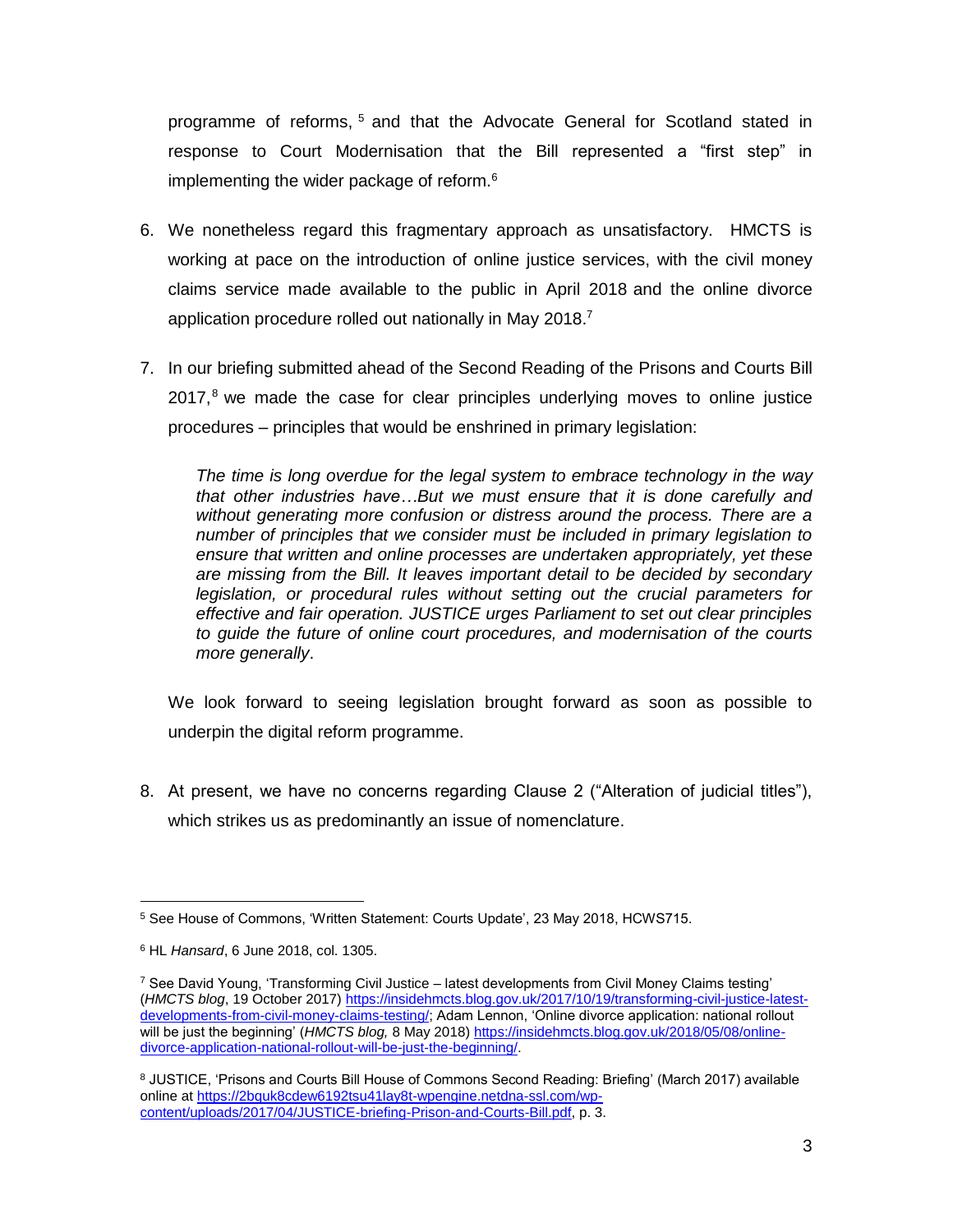programme of reforms,[5] and that the Advocate General for Scotland stated in response to Court Modernisation that the Bill represented a "first step" in implementing the wider package of reform.[6]

6. We nonetheless regard this fragmentary approach as unsatisfactory. HMCTS is working at pace on the introduction of online justice services, with the civil money claims service made available to the public in April 2018 and the online divorce application procedure rolled out nationally in May 2018.[7]

7. In our briefing submitted ahead of the Second Reading of the Prisons and Courts Bill 2017,[8] we made the case for clear principles underlying moves to online justice procedures – principles that would be enshrined in primary legislation:

   > *The time is long overdue for the legal system to embrace technology in the way that other industries have…But we must ensure that it is done carefully and without generating more confusion or distress around the process. There are a number of principles that we consider must be included in primary legislation to ensure that written and online processes are undertaken appropriately, yet these are missing from the Bill. It leaves important detail to be decided by secondary legislation, or procedural rules without setting out the crucial parameters for effective and fair operation. JUSTICE urges Parliament to set out clear principles to guide the future of online court procedures, and modernisation of the courts more generally*.

   We look forward to seeing legislation brought forward as soon as possible to underpin the digital reform programme.

8. At present, we have no concerns regarding Clause 2 ("Alteration of judicial titles"), which strikes us as predominantly an issue of nomenclature.

---

[5] See House of Commons, 'Written Statement: Courts Update', 23 May 2018, HCWS715.

[6] HL *Hansard*, 6 June 2018, col. 1305.

[7] See David Young, 'Transforming Civil Justice – latest developments from Civil Money Claims testing' (*HMCTS blog*, 19 October 2017) https://insidehmcts.blog.gov.uk/2017/10/19/transforming-civil-justice-latest-developments-from-civil-money-claims-testing/; Adam Lennon, 'Online divorce application: national rollout will be just the beginning' (*HMCTS blog,* 8 May 2018) https://insidehmcts.blog.gov.uk/2018/05/08/online-divorce-application-national-rollout-will-be-just-the-beginning/.

[8] JUSTICE, 'Prisons and Courts Bill House of Commons Second Reading: Briefing' (March 2017) available online at https://2bquk8cdew6192tsu41lay8t-wpengine.netdna-ssl.com/wp-content/uploads/2017/04/JUSTICE-briefing-Prison-and-Courts-Bill.pdf, p. 3.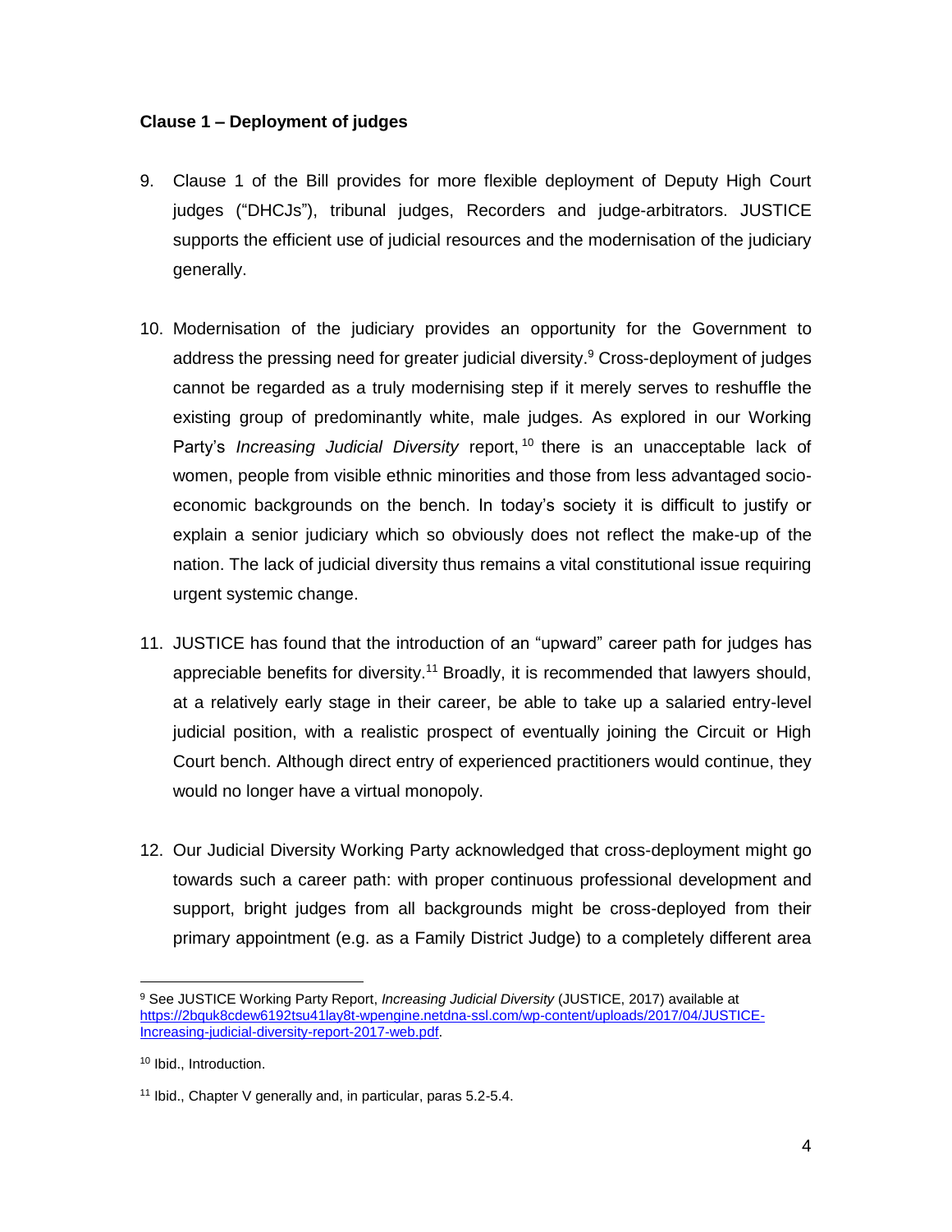**Clause 1 – Deployment of judges**

9. Clause 1 of the Bill provides for more flexible deployment of Deputy High Court judges ("DHCJs"), tribunal judges, Recorders and judge-arbitrators. JUSTICE supports the efficient use of judicial resources and the modernisation of the judiciary generally.

10. Modernisation of the judiciary provides an opportunity for the Government to address the pressing need for greater judicial diversity.[9] Cross-deployment of judges cannot be regarded as a truly modernising step if it merely serves to reshuffle the existing group of predominantly white, male judges. As explored in our Working Party's *Increasing Judicial Diversity* report,[10] there is an unacceptable lack of women, people from visible ethnic minorities and those from less advantaged socio-economic backgrounds on the bench. In today's society it is difficult to justify or explain a senior judiciary which so obviously does not reflect the make-up of the nation. The lack of judicial diversity thus remains a vital constitutional issue requiring urgent systemic change.

11. JUSTICE has found that the introduction of an "upward" career path for judges has appreciable benefits for diversity.[11] Broadly, it is recommended that lawyers should, at a relatively early stage in their career, be able to take up a salaried entry-level judicial position, with a realistic prospect of eventually joining the Circuit or High Court bench. Although direct entry of experienced practitioners would continue, they would no longer have a virtual monopoly.

12. Our Judicial Diversity Working Party acknowledged that cross-deployment might go towards such a career path: with proper continuous professional development and support, bright judges from all backgrounds might be cross-deployed from their primary appointment (e.g. as a Family District Judge) to a completely different area

---

[9] See JUSTICE Working Party Report, *Increasing Judicial Diversity* (JUSTICE, 2017) available at https://2bquk8cdew6192tsu41lay8t-wpengine.netdna-ssl.com/wp-content/uploads/2017/04/JUSTICE-Increasing-judicial-diversity-report-2017-web.pdf.

[10] Ibid., Introduction.

[11] Ibid., Chapter V generally and, in particular, paras 5.2-5.4.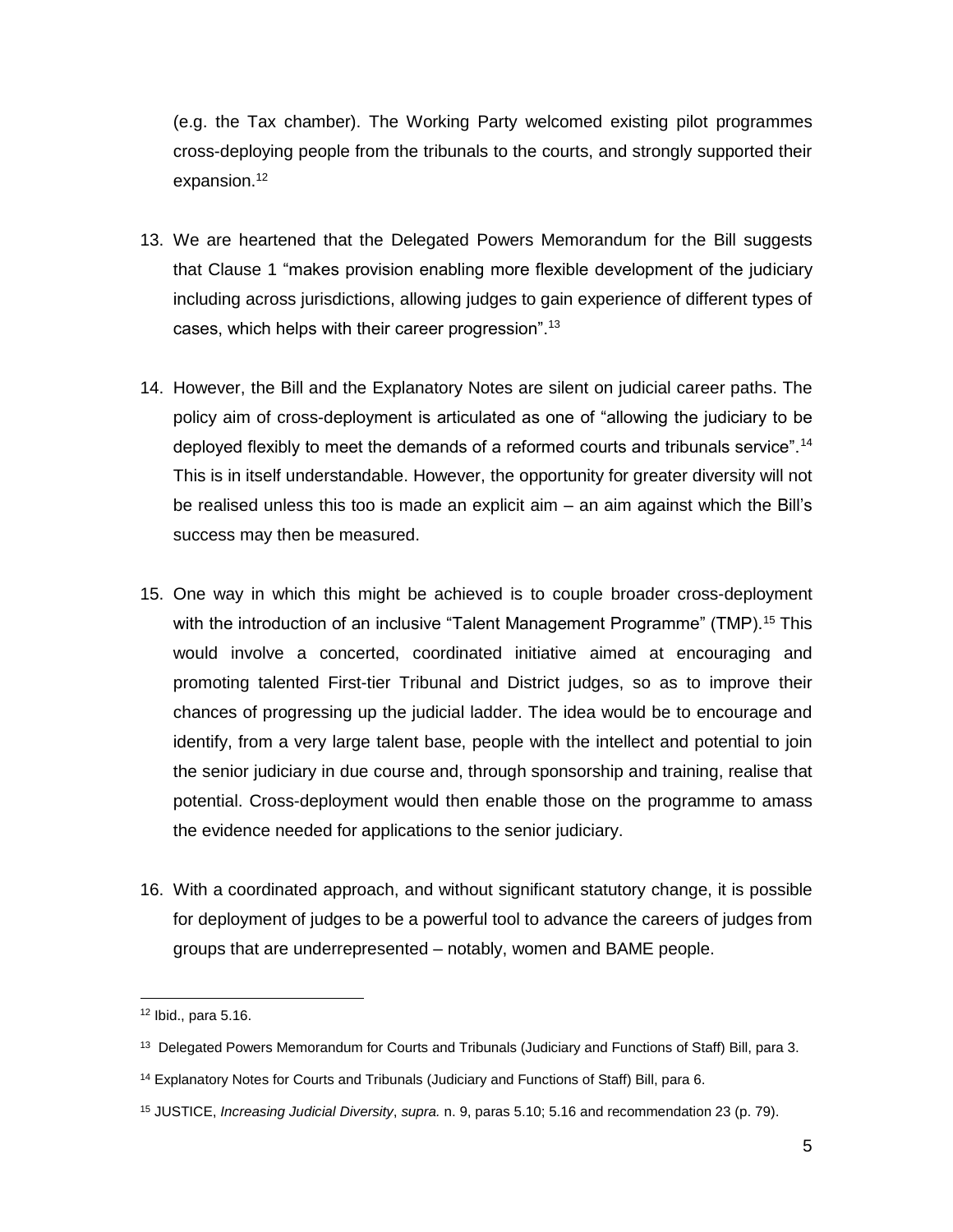(e.g. the Tax chamber). The Working Party welcomed existing pilot programmes cross-deploying people from the tribunals to the courts, and strongly supported their expansion.[12]

13. We are heartened that the Delegated Powers Memorandum for the Bill suggests that Clause 1 "makes provision enabling more flexible development of the judiciary including across jurisdictions, allowing judges to gain experience of different types of cases, which helps with their career progression".[13]

14. However, the Bill and the Explanatory Notes are silent on judicial career paths. The policy aim of cross-deployment is articulated as one of "allowing the judiciary to be deployed flexibly to meet the demands of a reformed courts and tribunals service".[14] This is in itself understandable. However, the opportunity for greater diversity will not be realised unless this too is made an explicit aim – an aim against which the Bill's success may then be measured.

15. One way in which this might be achieved is to couple broader cross-deployment with the introduction of an inclusive "Talent Management Programme" (TMP).[15] This would involve a concerted, coordinated initiative aimed at encouraging and promoting talented First-tier Tribunal and District judges, so as to improve their chances of progressing up the judicial ladder. The idea would be to encourage and identify, from a very large talent base, people with the intellect and potential to join the senior judiciary in due course and, through sponsorship and training, realise that potential. Cross-deployment would then enable those on the programme to amass the evidence needed for applications to the senior judiciary.

16. With a coordinated approach, and without significant statutory change, it is possible for deployment of judges to be a powerful tool to advance the careers of judges from groups that are underrepresented – notably, women and BAME people.

---

[12] Ibid., para 5.16.

[13] Delegated Powers Memorandum for Courts and Tribunals (Judiciary and Functions of Staff) Bill, para 3.

[14] Explanatory Notes for Courts and Tribunals (Judiciary and Functions of Staff) Bill, para 6.

[15] JUSTICE, *Increasing Judicial Diversity*, *supra.* n. 9, paras 5.10; 5.16 and recommendation 23 (p. 79).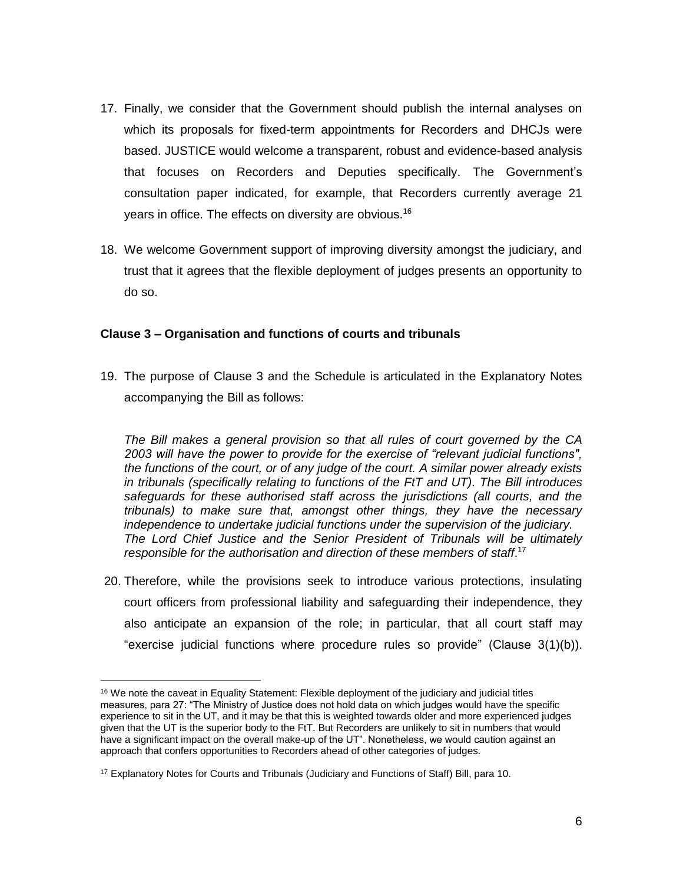17. Finally, we consider that the Government should publish the internal analyses on which its proposals for fixed-term appointments for Recorders and DHCJs were based. JUSTICE would welcome a transparent, robust and evidence-based analysis that focuses on Recorders and Deputies specifically. The Government's consultation paper indicated, for example, that Recorders currently average 21 years in office. The effects on diversity are obvious.[16]

18. We welcome Government support of improving diversity amongst the judiciary, and trust that it agrees that the flexible deployment of judges presents an opportunity to do so.

**Clause 3 – Organisation and functions of courts and tribunals**

19. The purpose of Clause 3 and the Schedule is articulated in the Explanatory Notes accompanying the Bill as follows:

*The Bill makes a general provision so that all rules of court governed by the CA 2003 will have the power to provide for the exercise of "relevant judicial functions", the functions of the court, or of any judge of the court. A similar power already exists in tribunals (specifically relating to functions of the FtT and UT). The Bill introduces safeguards for these authorised staff across the jurisdictions (all courts, and the tribunals) to make sure that, amongst other things, they have the necessary independence to undertake judicial functions under the supervision of the judiciary. The Lord Chief Justice and the Senior President of Tribunals will be ultimately responsible for the authorisation and direction of these members of staff*.[17]

20. Therefore, while the provisions seek to introduce various protections, insulating court officers from professional liability and safeguarding their independence, they also anticipate an expansion of the role; in particular, that all court staff may "exercise judicial functions where procedure rules so provide" (Clause 3(1)(b)).

---

[16] We note the caveat in Equality Statement: Flexible deployment of the judiciary and judicial titles measures, para 27: "The Ministry of Justice does not hold data on which judges would have the specific experience to sit in the UT, and it may be that this is weighted towards older and more experienced judges given that the UT is the superior body to the FtT. But Recorders are unlikely to sit in numbers that would have a significant impact on the overall make-up of the UT". Nonetheless, we would caution against an approach that confers opportunities to Recorders ahead of other categories of judges.

[17] Explanatory Notes for Courts and Tribunals (Judiciary and Functions of Staff) Bill, para 10.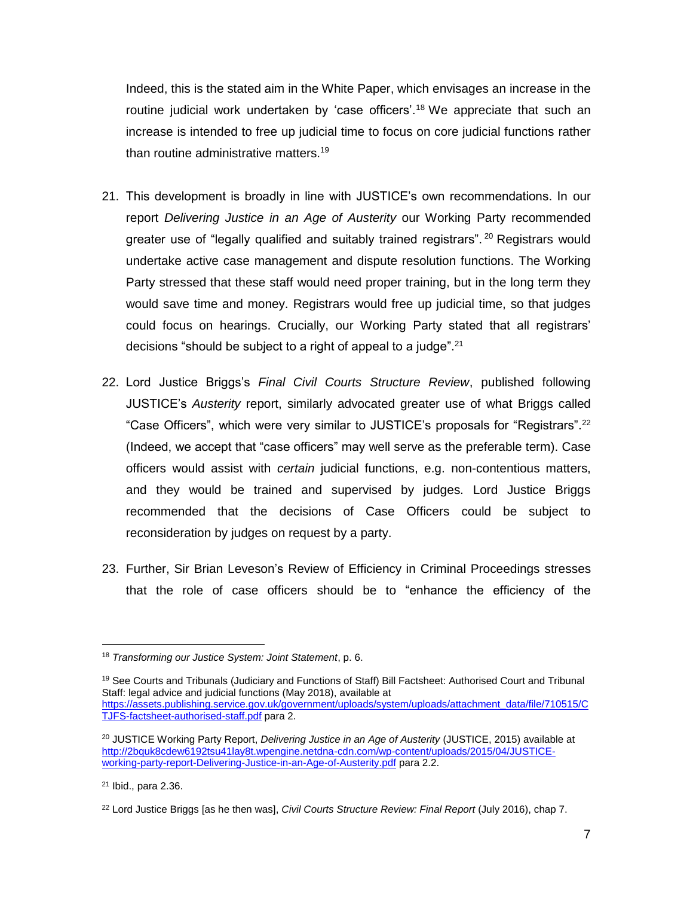Indeed, this is the stated aim in the White Paper, which envisages an increase in the routine judicial work undertaken by 'case officers'.[18] We appreciate that such an increase is intended to free up judicial time to focus on core judicial functions rather than routine administrative matters.[19]

21. This development is broadly in line with JUSTICE's own recommendations. In our report *Delivering Justice in an Age of Austerity* our Working Party recommended greater use of "legally qualified and suitably trained registrars".[20] Registrars would undertake active case management and dispute resolution functions. The Working Party stressed that these staff would need proper training, but in the long term they would save time and money. Registrars would free up judicial time, so that judges could focus on hearings. Crucially, our Working Party stated that all registrars' decisions "should be subject to a right of appeal to a judge".[21]

22. Lord Justice Briggs's *Final Civil Courts Structure Review*, published following JUSTICE's *Austerity* report, similarly advocated greater use of what Briggs called "Case Officers", which were very similar to JUSTICE's proposals for "Registrars".[22] (Indeed, we accept that "case officers" may well serve as the preferable term). Case officers would assist with *certain* judicial functions, e.g. non-contentious matters, and they would be trained and supervised by judges. Lord Justice Briggs recommended that the decisions of Case Officers could be subject to reconsideration by judges on request by a party.

23. Further, Sir Brian Leveson's Review of Efficiency in Criminal Proceedings stresses that the role of case officers should be to "enhance the efficiency of the

---

[18] *Transforming our Justice System: Joint Statement*, p. 6.

[19] See Courts and Tribunals (Judiciary and Functions of Staff) Bill Factsheet: Authorised Court and Tribunal Staff: legal advice and judicial functions (May 2018), available at https://assets.publishing.service.gov.uk/government/uploads/system/uploads/attachment_data/file/710515/CTJFS-factsheet-authorised-staff.pdf para 2.

[20] JUSTICE Working Party Report, *Delivering Justice in an Age of Austerity* (JUSTICE, 2015) available at http://2bquk8cdew6192tsu41lay8t.wpengine.netdna-cdn.com/wp-content/uploads/2015/04/JUSTICE-working-party-report-Delivering-Justice-in-an-Age-of-Austerity.pdf para 2.2.

[21] Ibid., para 2.36.

[22] Lord Justice Briggs [as he then was], *Civil Courts Structure Review: Final Report* (July 2016), chap 7.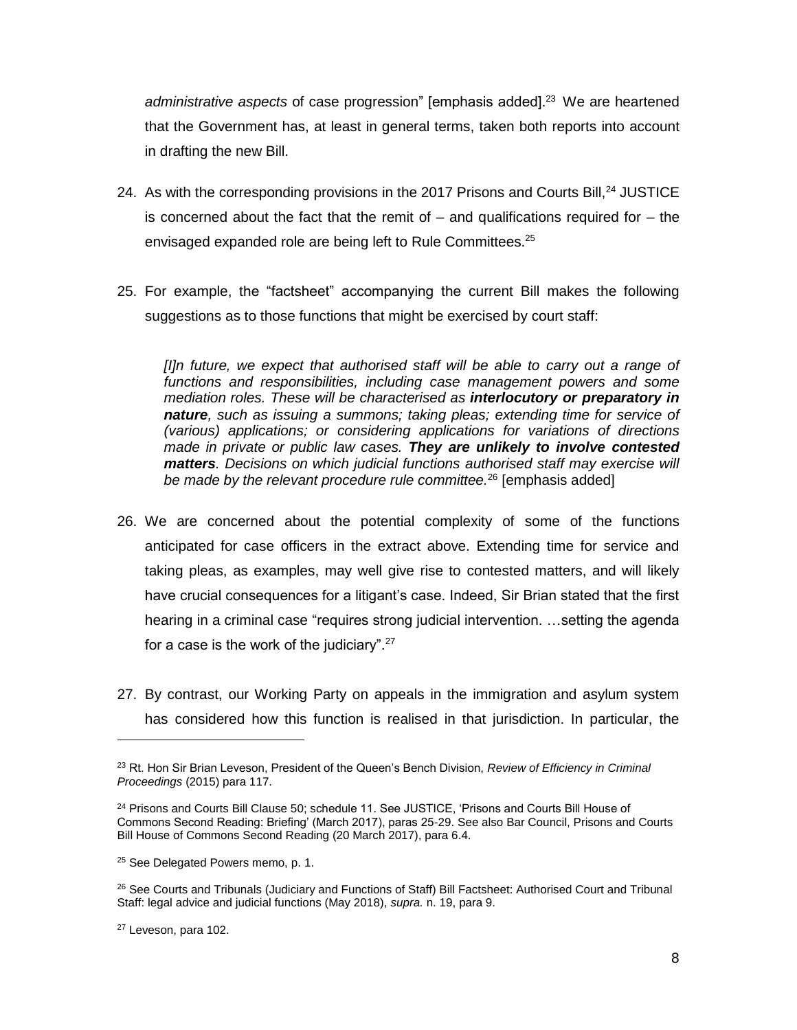*administrative aspects* of case progression" [emphasis added].[23] We are heartened that the Government has, at least in general terms, taken both reports into account in drafting the new Bill.

24. As with the corresponding provisions in the 2017 Prisons and Courts Bill,[24] JUSTICE is concerned about the fact that the remit of – and qualifications required for – the envisaged expanded role are being left to Rule Committees.[25]

25. For example, the "factsheet" accompanying the current Bill makes the following suggestions as to those functions that might be exercised by court staff:

> *[I]n future, we expect that authorised staff will be able to carry out a range of functions and responsibilities, including case management powers and some mediation roles. These will be characterised as **interlocutory or preparatory in nature**, such as issuing a summons; taking pleas; extending time for service of (various) applications; or considering applications for variations of directions made in private or public law cases. **They are unlikely to involve contested matters**. Decisions on which judicial functions authorised staff may exercise will be made by the relevant procedure rule committee.*[26] [emphasis added]

26. We are concerned about the potential complexity of some of the functions anticipated for case officers in the extract above. Extending time for service and taking pleas, as examples, may well give rise to contested matters, and will likely have crucial consequences for a litigant's case. Indeed, Sir Brian stated that the first hearing in a criminal case "requires strong judicial intervention. …setting the agenda for a case is the work of the judiciary".[27]

27. By contrast, our Working Party on appeals in the immigration and asylum system has considered how this function is realised in that jurisdiction. In particular, the

---

[23] Rt. Hon Sir Brian Leveson, President of the Queen's Bench Division, *Review of Efficiency in Criminal Proceedings* (2015) para 117.

[24] Prisons and Courts Bill Clause 50; schedule 11. See JUSTICE, 'Prisons and Courts Bill House of Commons Second Reading: Briefing' (March 2017), paras 25-29. See also Bar Council, Prisons and Courts Bill House of Commons Second Reading (20 March 2017), para 6.4.

[25] See Delegated Powers memo, p. 1.

[26] See Courts and Tribunals (Judiciary and Functions of Staff) Bill Factsheet: Authorised Court and Tribunal Staff: legal advice and judicial functions (May 2018), *supra.* n. 19, para 9.

[27] Leveson, para 102.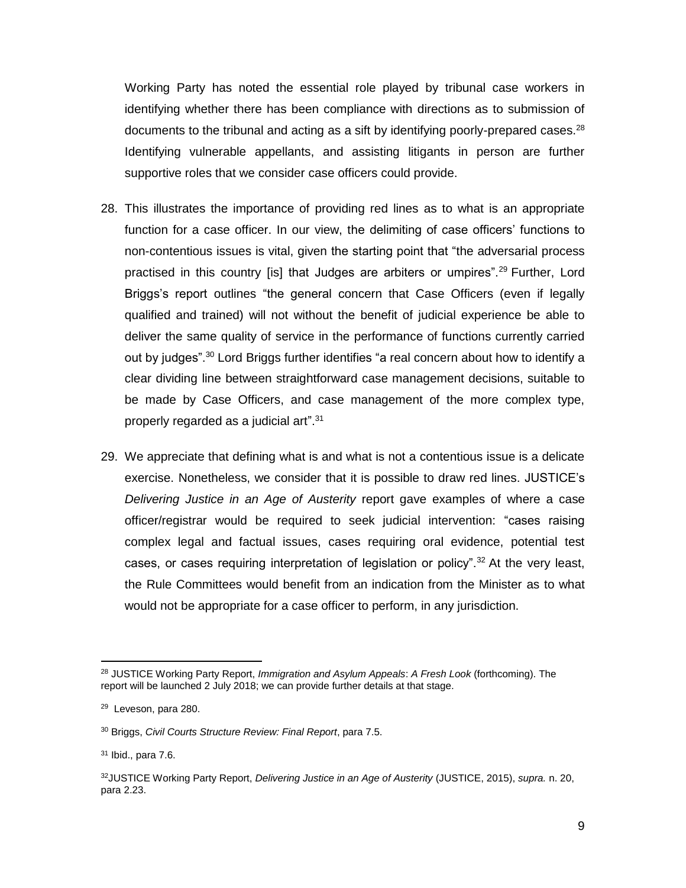Working Party has noted the essential role played by tribunal case workers in identifying whether there has been compliance with directions as to submission of documents to the tribunal and acting as a sift by identifying poorly-prepared cases.[28] Identifying vulnerable appellants, and assisting litigants in person are further supportive roles that we consider case officers could provide.

28. This illustrates the importance of providing red lines as to what is an appropriate function for a case officer. In our view, the delimiting of case officers' functions to non-contentious issues is vital, given the starting point that "the adversarial process practised in this country [is] that Judges are arbiters or umpires".[29] Further, Lord Briggs's report outlines "the general concern that Case Officers (even if legally qualified and trained) will not without the benefit of judicial experience be able to deliver the same quality of service in the performance of functions currently carried out by judges".[30] Lord Briggs further identifies "a real concern about how to identify a clear dividing line between straightforward case management decisions, suitable to be made by Case Officers, and case management of the more complex type, properly regarded as a judicial art".[31]

29. We appreciate that defining what is and what is not a contentious issue is a delicate exercise. Nonetheless, we consider that it is possible to draw red lines. JUSTICE's *Delivering Justice in an Age of Austerity* report gave examples of where a case officer/registrar would be required to seek judicial intervention: "cases raising complex legal and factual issues, cases requiring oral evidence, potential test cases, or cases requiring interpretation of legislation or policy".[32] At the very least, the Rule Committees would benefit from an indication from the Minister as to what would not be appropriate for a case officer to perform, in any jurisdiction.

---

[28] JUSTICE Working Party Report, *Immigration and Asylum Appeals*: *A Fresh Look* (forthcoming). The report will be launched 2 July 2018; we can provide further details at that stage.

[29] Leveson, para 280.

[30] Briggs, *Civil Courts Structure Review: Final Report*, para 7.5.

[31] Ibid., para 7.6.

[32] JUSTICE Working Party Report, *Delivering Justice in an Age of Austerity* (JUSTICE, 2015), *supra.* n. 20, para 2.23.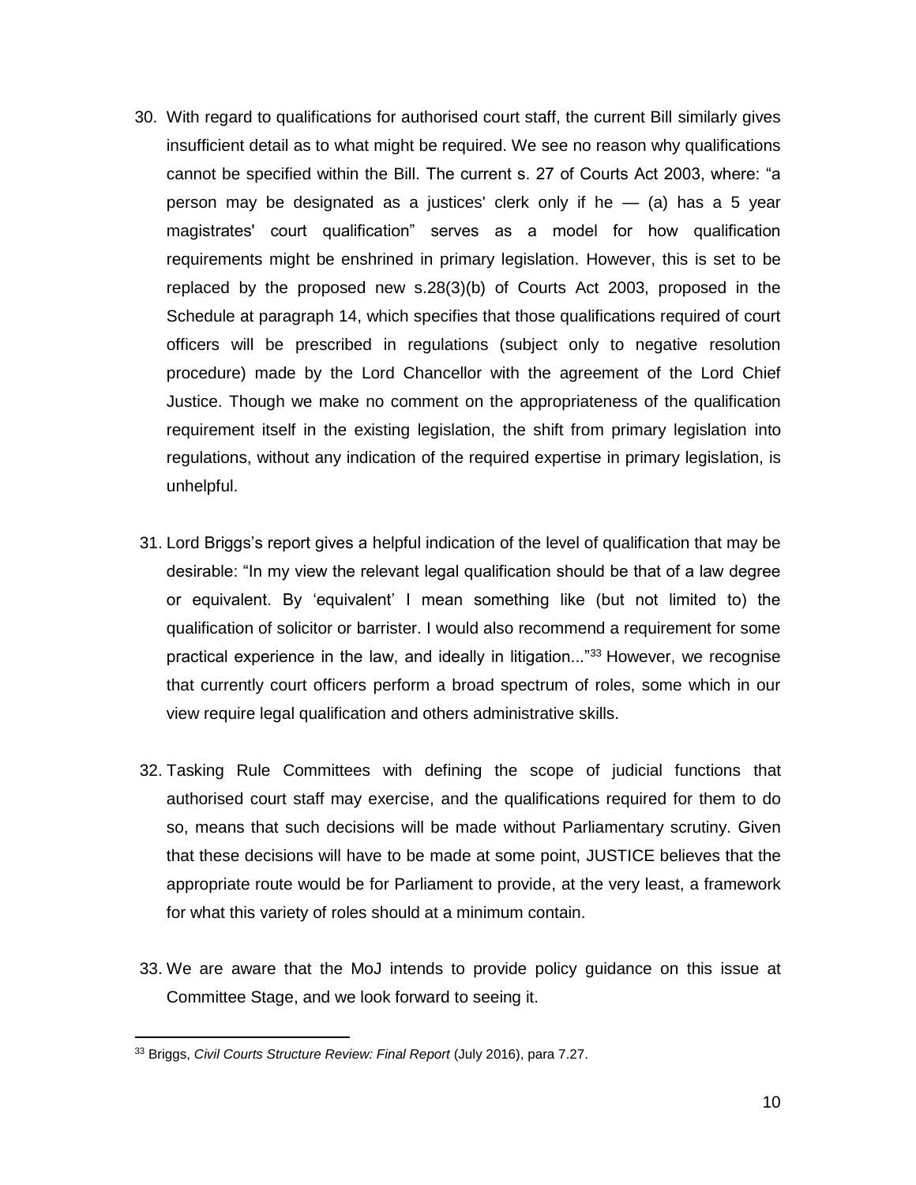30. With regard to qualifications for authorised court staff, the current Bill similarly gives insufficient detail as to what might be required. We see no reason why qualifications cannot be specified within the Bill. The current s. 27 of Courts Act 2003, where: "a person may be designated as a justices' clerk only if he — (a) has a 5 year magistrates' court qualification" serves as a model for how qualification requirements might be enshrined in primary legislation. However, this is set to be replaced by the proposed new s.28(3)(b) of Courts Act 2003, proposed in the Schedule at paragraph 14, which specifies that those qualifications required of court officers will be prescribed in regulations (subject only to negative resolution procedure) made by the Lord Chancellor with the agreement of the Lord Chief Justice. Though we make no comment on the appropriateness of the qualification requirement itself in the existing legislation, the shift from primary legislation into regulations, without any indication of the required expertise in primary legislation, is unhelpful.

31. Lord Briggs's report gives a helpful indication of the level of qualification that may be desirable: "In my view the relevant legal qualification should be that of a law degree or equivalent. By 'equivalent' I mean something like (but not limited to) the qualification of solicitor or barrister. I would also recommend a requirement for some practical experience in the law, and ideally in litigation..."[33] However, we recognise that currently court officers perform a broad spectrum of roles, some which in our view require legal qualification and others administrative skills.

32. Tasking Rule Committees with defining the scope of judicial functions that authorised court staff may exercise, and the qualifications required for them to do so, means that such decisions will be made without Parliamentary scrutiny. Given that these decisions will have to be made at some point, JUSTICE believes that the appropriate route would be for Parliament to provide, at the very least, a framework for what this variety of roles should at a minimum contain.

33. We are aware that the MoJ intends to provide policy guidance on this issue at Committee Stage, and we look forward to seeing it.

---

[33] Briggs, *Civil Courts Structure Review: Final Report* (July 2016), para 7.27.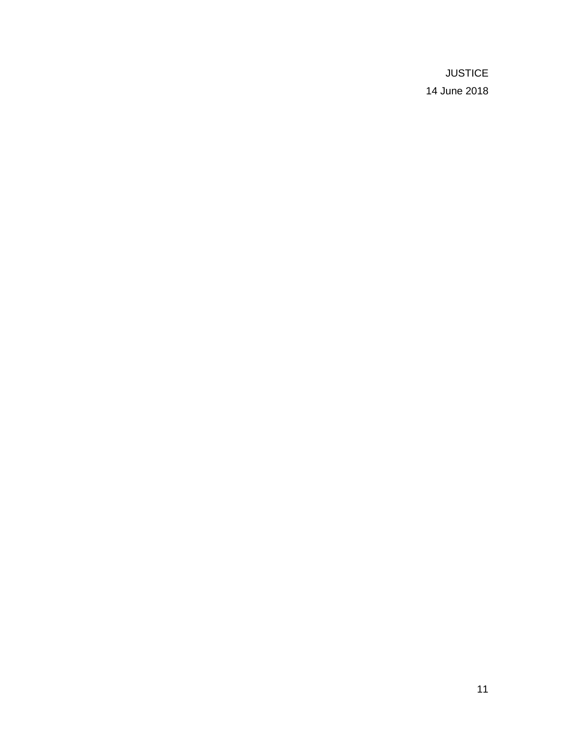JUSTICE

14 June 2018